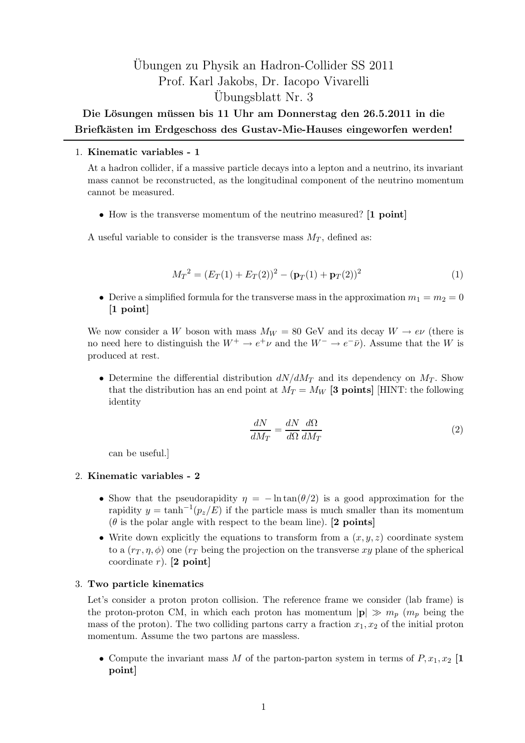# Übungen zu Physik an Hadron-Collider SS 2011

## Prof. Karl Jakobs, Dr. Iacopo Vivarelli

## Übungsblatt Nr. 3

**Die Lösungen müssen bis 11 Uhr am Donnerstag den 26.5.2011 in die Briefkästen im Erdgeschoss des Gustav-Mie-Hauses eingeworfen werden!**

---

1. **Kinematic variables - 1**

   At a hadron collider, if a massive particle decays into a lepton and a neutrino, its invariant mass cannot be reconstructed, as the longitudinal component of the neutrino momentum cannot be measured.

   - How is the transverse momentum of the neutrino measured? **[1 point]**

   A useful variable to consider is the transverse mass $M_T$, defined as:

   $$M_T{}^2 = (E_T(1) + E_T(2))^2 - (\mathbf{p}_T(1) + \mathbf{p}_T(2))^2 \tag{1}$$

   - Derive a simplified formula for the transverse mass in the approximation $m_1 = m_2 = 0$ **[1 point]**

   We now consider a $W$ boson with mass $M_W = 80$ GeV and its decay $W \to e\nu$ (there is no need here to distinguish the $W^+ \to e^+\nu$ and the $W^- \to e^-\bar{\nu}$). Assume that the $W$ is produced at rest.

   - Determine the differential distribution $dN/dM_T$ and its dependency on $M_T$. Show that the distribution has an end point at $M_T = M_W$ **[3 points]** [HINT: the following identity

     $$\frac{dN}{dM_T} = \frac{dN}{d\Omega}\frac{d\Omega}{dM_T} \tag{2}$$

     can be useful.]

2. **Kinematic variables - 2**

   - Show that the pseudorapidity $\eta = -\ln\tan(\theta/2)$ is a good approximation for the rapidity $y = \tanh^{-1}(p_z/E)$ if the particle mass is much smaller than its momentum ($\theta$ is the polar angle with respect to the beam line). **[2 points]**
   - Write down explicitly the equations to transform from a $(x, y, z)$ coordinate system to a $(r_T, \eta, \phi)$ one ($r_T$ being the projection on the transverse $xy$ plane of the spherical coordinate $r$). **[2 point]**

3. **Two particle kinematics**

   Let's consider a proton proton collision. The reference frame we consider (lab frame) is the proton-proton CM, in which each proton has momentum $|\mathbf{p}| \gg m_p$ ($m_p$ being the mass of the proton). The two colliding partons carry a fraction $x_1, x_2$ of the initial proton momentum. Assume the two partons are massless.

   - Compute the invariant mass $M$ of the parton-parton system in terms of $P, x_1, x_2$ **[1 point]**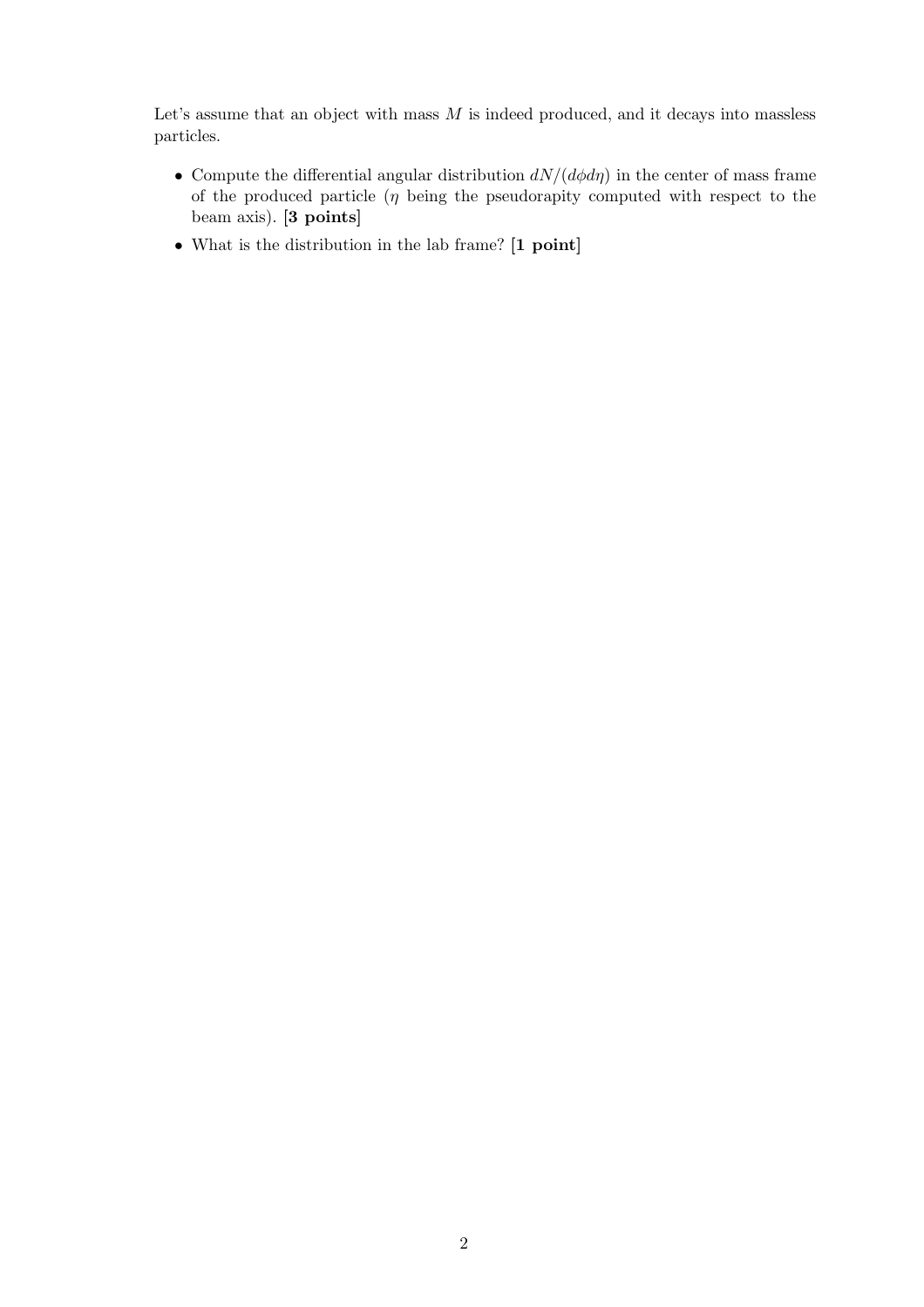Let's assume that an object with mass $M$ is indeed produced, and it decays into massless particles.

- Compute the differential angular distribution $dN/(d\phi d\eta)$ in the center of mass frame of the produced particle ($\eta$ being the pseudorapity computed with respect to the beam axis). **[3 points]**
- What is the distribution in the lab frame? **[1 point]**